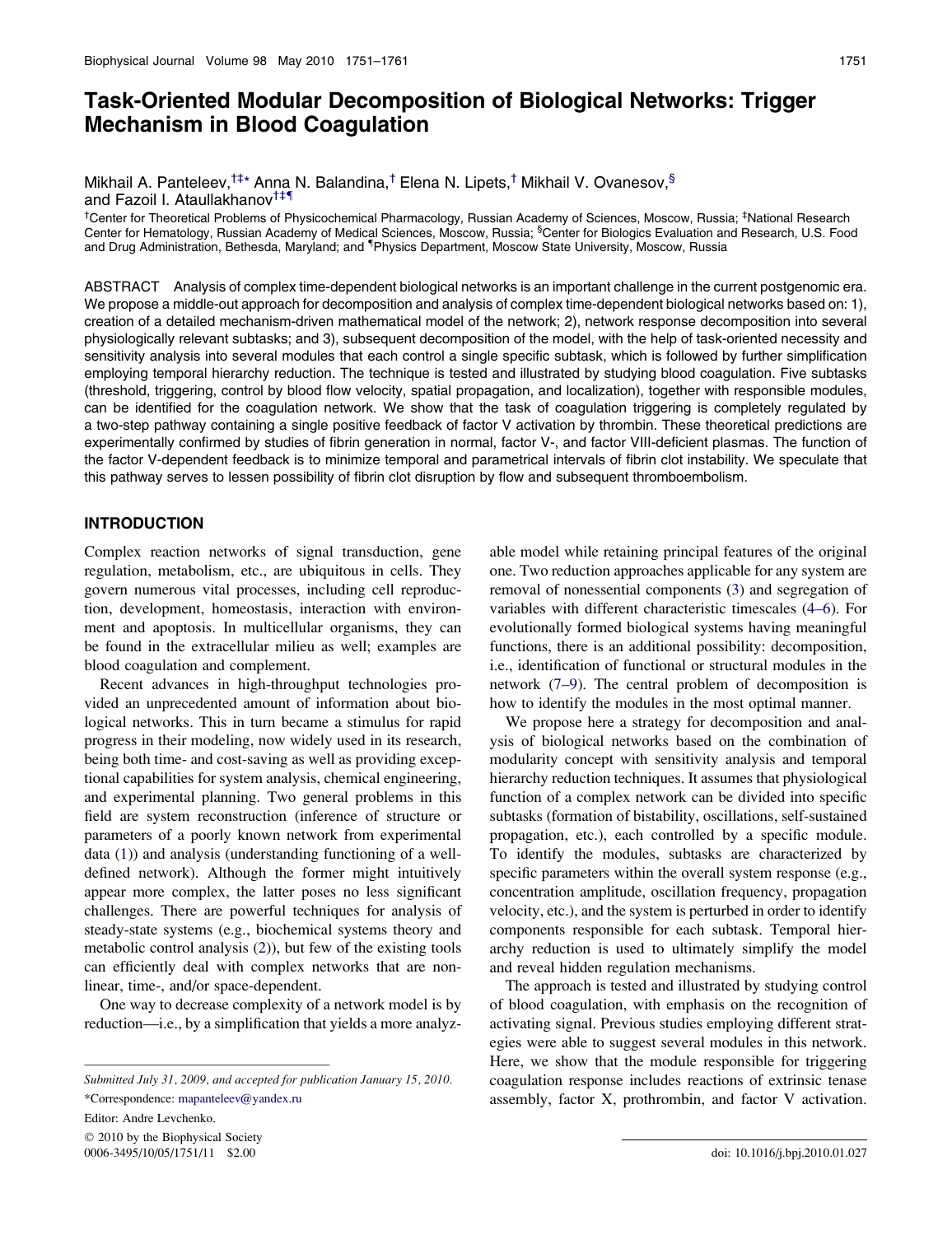# Task-Oriented Modular Decomposition of Biological Networks: Trigger Mechanism in Blood Coagulation

Mikhail A. Panteleev,[†‡*] Anna N. Balandina,[†] Elena N. Lipets,[†] Mikhail V. Ovanesov,[§] and Fazoil I. Ataullakhanov[†‡¶]

[†]Center for Theoretical Problems of Physicochemical Pharmacology, Russian Academy of Sciences, Moscow, Russia; [‡]National Research Center for Hematology, Russian Academy of Medical Sciences, Moscow, Russia; [§]Center for Biologics Evaluation and Research, U.S. Food and Drug Administration, Bethesda, Maryland; and [¶]Physics Department, Moscow State University, Moscow, Russia

ABSTRACT Analysis of complex time-dependent biological networks is an important challenge in the current postgenomic era. We propose a middle-out approach for decomposition and analysis of complex time-dependent biological networks based on: 1), creation of a detailed mechanism-driven mathematical model of the network; 2), network response decomposition into several physiologically relevant subtasks; and 3), subsequent decomposition of the model, with the help of task-oriented necessity and sensitivity analysis into several modules that each control a single specific subtask, which is followed by further simplification employing temporal hierarchy reduction. The technique is tested and illustrated by studying blood coagulation. Five subtasks (threshold, triggering, control by blood flow velocity, spatial propagation, and localization), together with responsible modules, can be identified for the coagulation network. We show that the task of coagulation triggering is completely regulated by a two-step pathway containing a single positive feedback of factor V activation by thrombin. These theoretical predictions are experimentally confirmed by studies of fibrin generation in normal, factor V-, and factor VIII-deficient plasmas. The function of the factor V-dependent feedback is to minimize temporal and parametrical intervals of fibrin clot instability. We speculate that this pathway serves to lessen possibility of fibrin clot disruption by flow and subsequent thromboembolism.

## INTRODUCTION

Complex reaction networks of signal transduction, gene regulation, metabolism, etc., are ubiquitous in cells. They govern numerous vital processes, including cell reproduction, development, homeostasis, interaction with environment and apoptosis. In multicellular organisms, they can be found in the extracellular milieu as well; examples are blood coagulation and complement.

Recent advances in high-throughput technologies provided an unprecedented amount of information about biological networks. This in turn became a stimulus for rapid progress in their modeling, now widely used in its research, being both time- and cost-saving as well as providing exceptional capabilities for system analysis, chemical engineering, and experimental planning. Two general problems in this field are system reconstruction (inference of structure or parameters of a poorly known network from experimental data (1)) and analysis (understanding functioning of a well-defined network). Although the former might intuitively appear more complex, the latter poses no less significant challenges. There are powerful techniques for analysis of steady-state systems (e.g., biochemical systems theory and metabolic control analysis (2)), but few of the existing tools can efficiently deal with complex networks that are nonlinear, time-, and/or space-dependent.

One way to decrease complexity of a network model is by reduction—i.e., by a simplification that yields a more analyzable model while retaining principal features of the original one. Two reduction approaches applicable for any system are removal of nonessential components (3) and segregation of variables with different characteristic timescales (4–6). For evolutionally formed biological systems having meaningful functions, there is an additional possibility: decomposition, i.e., identification of functional or structural modules in the network (7–9). The central problem of decomposition is how to identify the modules in the most optimal manner.

We propose here a strategy for decomposition and analysis of biological networks based on the combination of modularity concept with sensitivity analysis and temporal hierarchy reduction techniques. It assumes that physiological function of a complex network can be divided into specific subtasks (formation of bistability, oscillations, self-sustained propagation, etc.), each controlled by a specific module. To identify the modules, subtasks are characterized by specific parameters within the overall system response (e.g., concentration amplitude, oscillation frequency, propagation velocity, etc.), and the system is perturbed in order to identify components responsible for each subtask. Temporal hierarchy reduction is used to ultimately simplify the model and reveal hidden regulation mechanisms.

The approach is tested and illustrated by studying control of blood coagulation, with emphasis on the recognition of activating signal. Previous studies employing different strategies were able to suggest several modules in this network. Here, we show that the module responsible for triggering coagulation response includes reactions of extrinsic tenase assembly, factor X, prothrombin, and factor V activation.

Submitted July 31, 2009, and accepted for publication January 15, 2010.

*Correspondence: mapanteleev@yandex.ru

Editor: Andre Levchenko.

© 2010 by the Biophysical Society
0006-3495/10/05/1751/11 $2.00

doi: 10.1016/j.bpj.2010.01.027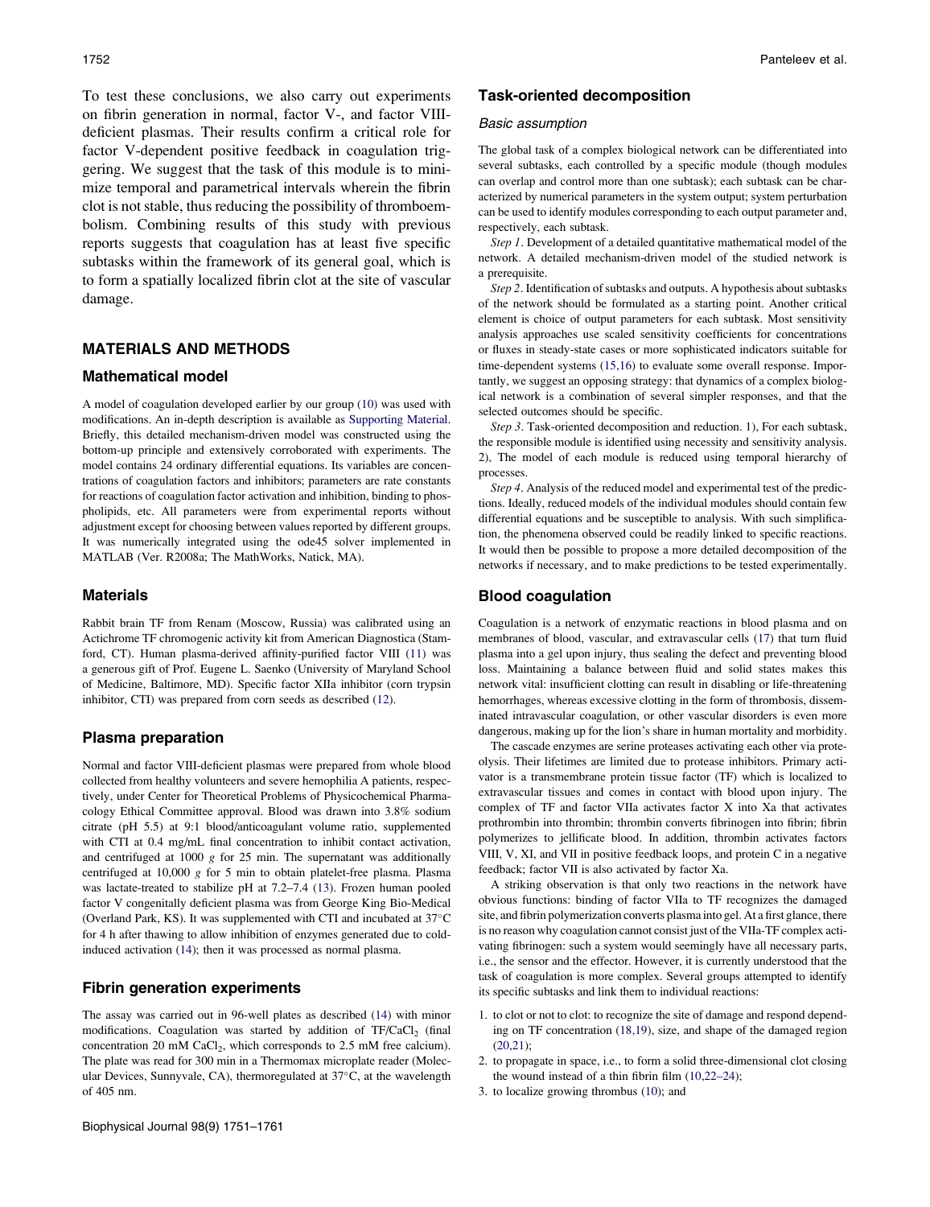To test these conclusions, we also carry out experiments on fibrin generation in normal, factor V-, and factor VIII-deficient plasmas. Their results confirm a critical role for factor V-dependent positive feedback in coagulation triggering. We suggest that the task of this module is to minimize temporal and parametrical intervals wherein the fibrin clot is not stable, thus reducing the possibility of thromboembolism. Combining results of this study with previous reports suggests that coagulation has at least five specific subtasks within the framework of its general goal, which is to form a spatially localized fibrin clot at the site of vascular damage.

## MATERIALS AND METHODS

### Mathematical model

A model of coagulation developed earlier by our group (10) was used with modifications. An in-depth description is available as Supporting Material. Briefly, this detailed mechanism-driven model was constructed using the bottom-up principle and extensively corroborated with experiments. The model contains 24 ordinary differential equations. Its variables are concentrations of coagulation factors and inhibitors; parameters are rate constants for reactions of coagulation factor activation and inhibition, binding to phospholipids, etc. All parameters were from experimental reports without adjustment except for choosing between values reported by different groups. It was numerically integrated using the ode45 solver implemented in MATLAB (Ver. R2008a; The MathWorks, Natick, MA).

### Materials

Rabbit brain TF from Renam (Moscow, Russia) was calibrated using an Actichrome TF chromogenic activity kit from American Diagnostica (Stamford, CT). Human plasma-derived affinity-purified factor VIII (11) was a generous gift of Prof. Eugene L. Saenko (University of Maryland School of Medicine, Baltimore, MD). Specific factor XIIa inhibitor (corn trypsin inhibitor, CTI) was prepared from corn seeds as described (12).

### Plasma preparation

Normal and factor VIII-deficient plasmas were prepared from whole blood collected from healthy volunteers and severe hemophilia A patients, respectively, under Center for Theoretical Problems of Physicochemical Pharmacology Ethical Committee approval. Blood was drawn into 3.8% sodium citrate (pH 5.5) at 9:1 blood/anticoagulant volume ratio, supplemented with CTI at 0.4 mg/mL final concentration to inhibit contact activation, and centrifuged at 1000 *g* for 25 min. The supernatant was additionally centrifuged at 10,000 *g* for 5 min to obtain platelet-free plasma. Plasma was lactate-treated to stabilize pH at 7.2–7.4 (13). Frozen human pooled factor V congenitally deficient plasma was from George King Bio-Medical (Overland Park, KS). It was supplemented with CTI and incubated at 37°C for 4 h after thawing to allow inhibition of enzymes generated due to cold-induced activation (14); then it was processed as normal plasma.

### Fibrin generation experiments

The assay was carried out in 96-well plates as described (14) with minor modifications. Coagulation was started by addition of TF/$CaCl_2$ (final concentration 20 mM $CaCl_2$, which corresponds to 2.5 mM free calcium). The plate was read for 300 min in a Thermomax microplate reader (Molecular Devices, Sunnyvale, CA), thermoregulated at 37°C, at the wavelength of 405 nm.

### Task-oriented decomposition

#### Basic assumption

The global task of a complex biological network can be differentiated into several subtasks, each controlled by a specific module (though modules can overlap and control more than one subtask); each subtask can be characterized by numerical parameters in the system output; system perturbation can be used to identify modules corresponding to each output parameter and, respectively, each subtask.

*Step 1*. Development of a detailed quantitative mathematical model of the network. A detailed mechanism-driven model of the studied network is a prerequisite.

*Step 2*. Identification of subtasks and outputs. A hypothesis about subtasks of the network should be formulated as a starting point. Another critical element is choice of output parameters for each subtask. Most sensitivity analysis approaches use scaled sensitivity coefficients for concentrations or fluxes in steady-state cases or more sophisticated indicators suitable for time-dependent systems (15,16) to evaluate some overall response. Importantly, we suggest an opposing strategy: that dynamics of a complex biological network is a combination of several simpler responses, and that the selected outcomes should be specific.

*Step 3*. Task-oriented decomposition and reduction. 1), For each subtask, the responsible module is identified using necessity and sensitivity analysis. 2), The model of each module is reduced using temporal hierarchy of processes.

*Step 4*. Analysis of the reduced model and experimental test of the predictions. Ideally, reduced models of the individual modules should contain few differential equations and be susceptible to analysis. With such simplification, the phenomena observed could be readily linked to specific reactions. It would then be possible to propose a more detailed decomposition of the networks if necessary, and to make predictions to be tested experimentally.

### Blood coagulation

Coagulation is a network of enzymatic reactions in blood plasma and on membranes of blood, vascular, and extravascular cells (17) that turn fluid plasma into a gel upon injury, thus sealing the defect and preventing blood loss. Maintaining a balance between fluid and solid states makes this network vital: insufficient clotting can result in disabling or life-threatening hemorrhages, whereas excessive clotting in the form of thrombosis, disseminated intravascular coagulation, or other vascular disorders is even more dangerous, making up for the lion's share in human mortality and morbidity.

The cascade enzymes are serine proteases activating each other via proteolysis. Their lifetimes are limited due to protease inhibitors. Primary activator is a transmembrane protein tissue factor (TF) which is localized to extravascular tissues and comes in contact with blood upon injury. The complex of TF and factor VIIa activates factor X into Xa that activates prothrombin into thrombin; thrombin converts fibrinogen into fibrin; fibrin polymerizes to jellificate blood. In addition, thrombin activates factors VIII, V, XI, and VII in positive feedback loops, and protein C in a negative feedback; factor VII is also activated by factor Xa.

A striking observation is that only two reactions in the network have obvious functions: binding of factor VIIa to TF recognizes the damaged site, and fibrin polymerization converts plasma into gel. At a first glance, there is no reason why coagulation cannot consist just of the VIIa-TF complex activating fibrinogen: such a system would seemingly have all necessary parts, i.e., the sensor and the effector. However, it is currently understood that the task of coagulation is more complex. Several groups attempted to identify its specific subtasks and link them to individual reactions:

1. to clot or not to clot: to recognize the site of damage and respond depending on TF concentration (18,19), size, and shape of the damaged region (20,21);
2. to propagate in space, i.e., to form a solid three-dimensional clot closing the wound instead of a thin fibrin film (10,22–24);
3. to localize growing thrombus (10); and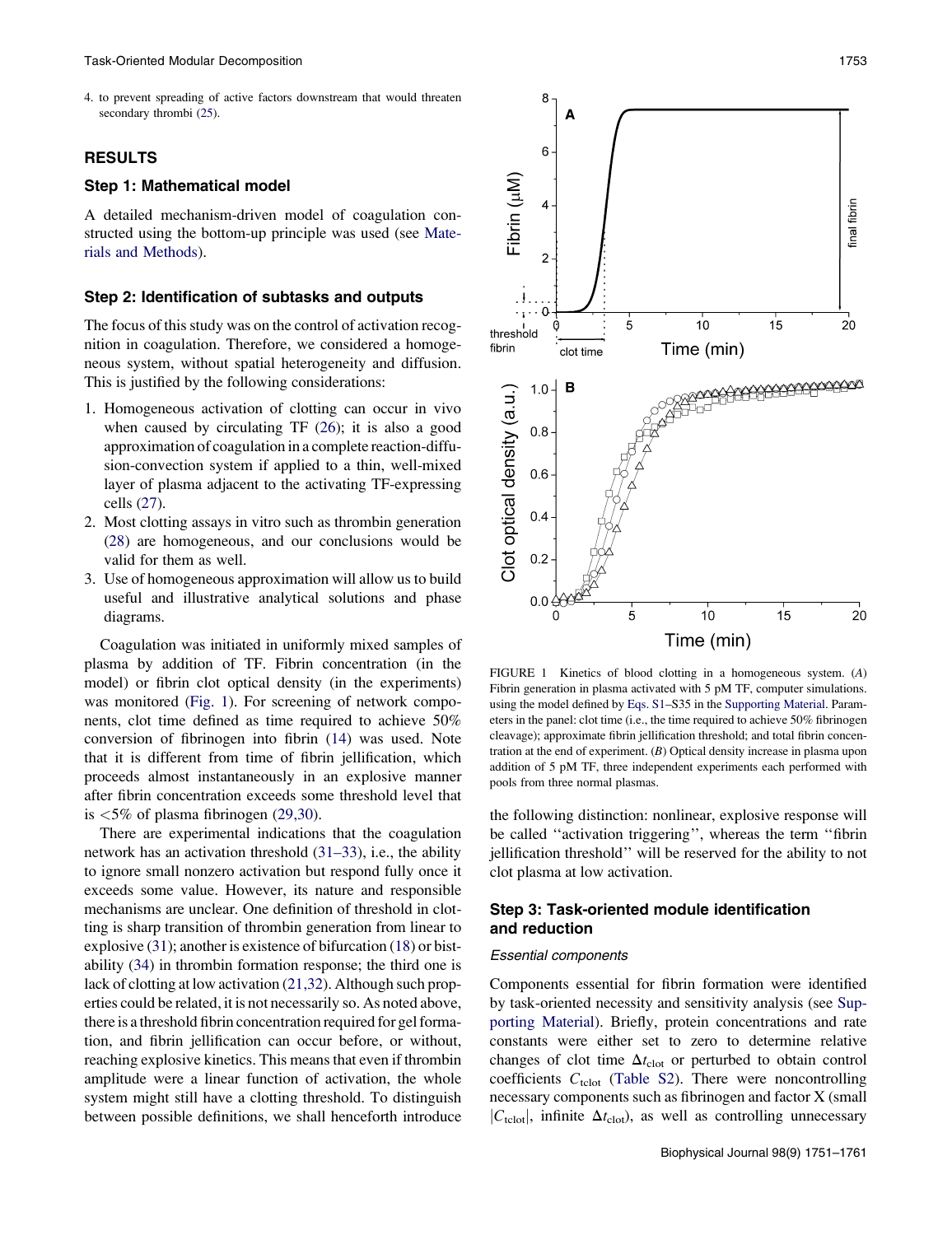4. to prevent spreading of active factors downstream that would threaten secondary thrombi (25).

## RESULTS

### Step 1: Mathematical model

A detailed mechanism-driven model of coagulation constructed using the bottom-up principle was used (see Materials and Methods).

### Step 2: Identification of subtasks and outputs

The focus of this study was on the control of activation recognition in coagulation. Therefore, we considered a homogeneous system, without spatial heterogeneity and diffusion. This is justified by the following considerations:

1. Homogeneous activation of clotting can occur in vivo when caused by circulating TF (26); it is also a good approximation of coagulation in a complete reaction-diffusion-convection system if applied to a thin, well-mixed layer of plasma adjacent to the activating TF-expressing cells (27).
2. Most clotting assays in vitro such as thrombin generation (28) are homogeneous, and our conclusions would be valid for them as well.
3. Use of homogeneous approximation will allow us to build useful and illustrative analytical solutions and phase diagrams.

Coagulation was initiated in uniformly mixed samples of plasma by addition of TF. Fibrin concentration (in the model) or fibrin clot optical density (in the experiments) was monitored (Fig. 1). For screening of network components, clot time defined as time required to achieve 50% conversion of fibrinogen into fibrin (14) was used. Note that it is different from time of fibrin jellification, which proceeds almost instantaneously in an explosive manner after fibrin concentration exceeds some threshold level that is <5% of plasma fibrinogen (29,30).

There are experimental indications that the coagulation network has an activation threshold (31–33), i.e., the ability to ignore small nonzero activation but respond fully once it exceeds some value. However, its nature and responsible mechanisms are unclear. One definition of threshold in clotting is sharp transition of thrombin generation from linear to explosive (31); another is existence of bifurcation (18) or bistability (34) in thrombin formation response; the third one is lack of clotting at low activation (21,32). Although such properties could be related, it is not necessarily so. As noted above, there is a threshold fibrin concentration required for gel formation, and fibrin jellification can occur before, or without, reaching explosive kinetics. This means that even if thrombin amplitude were a linear function of activation, the whole system might still have a clotting threshold. To distinguish between possible definitions, we shall henceforth introduce the following distinction: nonlinear, explosive response will be called ''activation triggering'', whereas the term ''fibrin jellification threshold'' will be reserved for the ability to not clot plasma at low activation.

FIGURE 1 Kinetics of blood clotting in a homogeneous system. (*A*) Fibrin generation in plasma activated with 5 pM TF, computer simulations. using the model defined by Eqs. S1–S35 in the Supporting Material. Parameters in the panel: clot time (i.e., the time required to achieve 50% fibrinogen cleavage); approximate fibrin jellification threshold; and total fibrin concentration at the end of experiment. (*B*) Optical density increase in plasma upon addition of 5 pM TF, three independent experiments each performed with pools from three normal plasmas.

### Step 3: Task-oriented module identification and reduction

#### *Essential components*

Components essential for fibrin formation were identified by task-oriented necessity and sensitivity analysis (see Supporting Material). Briefly, protein concentrations and rate constants were either set to zero to determine relative changes of clot time $\Delta t_{clot}$ or perturbed to obtain control coefficients $C_{tclot}$ (Table S2). There were noncontrolling necessary components such as fibrinogen and factor X (small $|C_{tclot}|$, infinite $\Delta t_{clot}$), as well as controlling unnecessary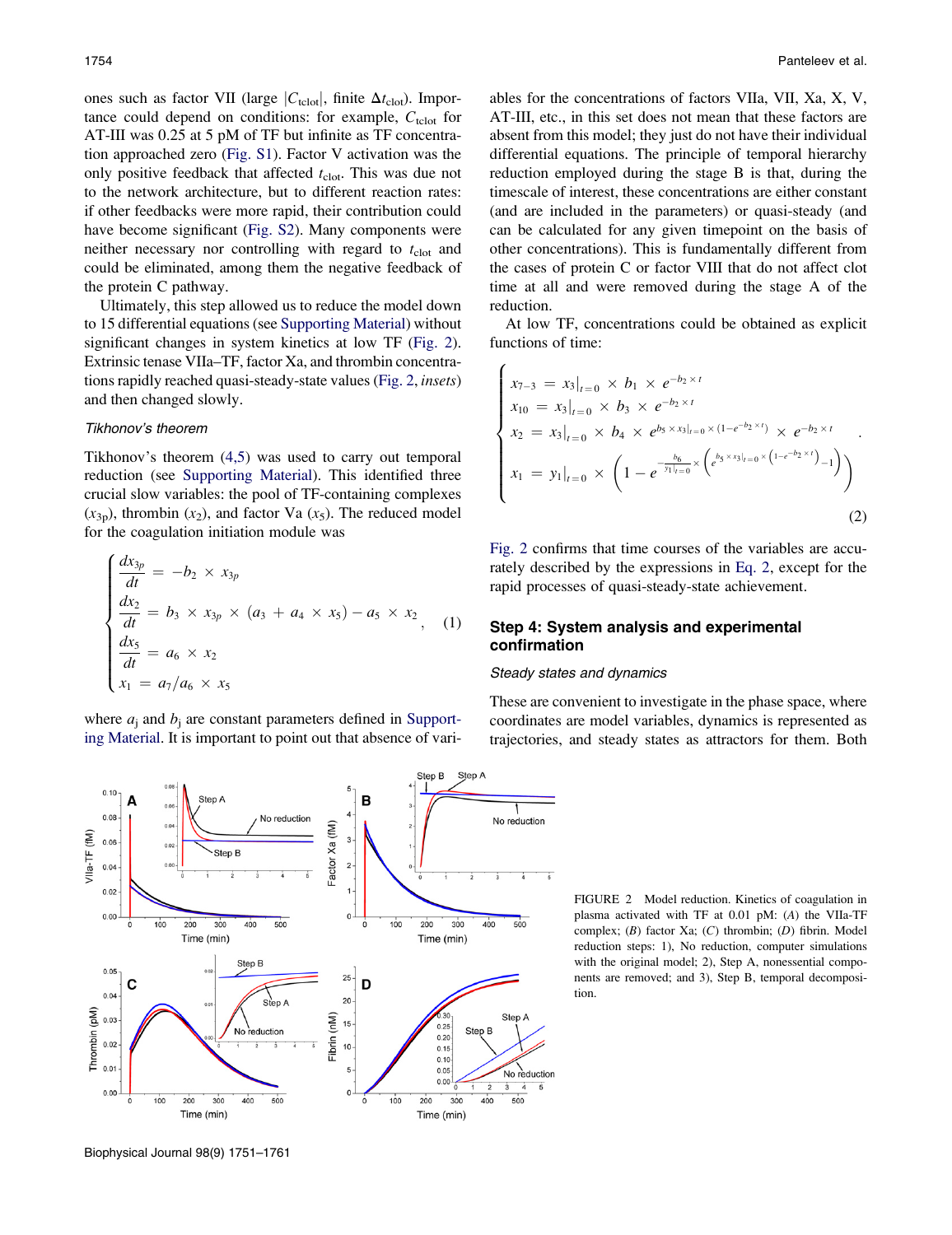ones such as factor VII (large $|C_{\text{tclot}}|$, finite $\Delta t_{\text{clot}}$). Importance could depend on conditions: for example, $C_{\text{tclot}}$ for AT-III was 0.25 at 5 pM of TF but infinite as TF concentration approached zero (Fig. S1). Factor V activation was the only positive feedback that affected $t_{\text{clot}}$. This was due not to the network architecture, but to different reaction rates: if other feedbacks were more rapid, their contribution could have become significant (Fig. S2). Many components were neither necessary nor controlling with regard to $t_{\text{clot}}$ and could be eliminated, among them the negative feedback of the protein C pathway.

Ultimately, this step allowed us to reduce the model down to 15 differential equations (see Supporting Material) without significant changes in system kinetics at low TF (Fig. 2). Extrinsic tenase VIIa–TF, factor Xa, and thrombin concentrations rapidly reached quasi-steady-state values (Fig. 2, *insets*) and then changed slowly.

*Tikhonov's theorem*

Tikhonov's theorem (4,5) was used to carry out temporal reduction (see Supporting Material). This identified three crucial slow variables: the pool of TF-containing complexes ($x_{3p}$), thrombin ($x_2$), and factor Va ($x_5$). The reduced model for the coagulation initiation module was

$$\begin{cases} \dfrac{dx_{3p}}{dt} = -b_2 \times x_{3p} \\ \dfrac{dx_2}{dt} = b_3 \times x_{3p} \times (a_3 + a_4 \times x_5) - a_5 \times x_2 \\ \dfrac{dx_5}{dt} = a_6 \times x_2 \\ x_1 = a_7/a_6 \times x_5 \end{cases}, \quad (1)$$

where $a_j$ and $b_j$ are constant parameters defined in Supporting Material. It is important to point out that absence of variables for the concentrations of factors VIIa, VII, Xa, X, V, AT-III, etc., in this set does not mean that these factors are absent from this model; they just do not have their individual differential equations. The principle of temporal hierarchy reduction employed during the stage B is that, during the timescale of interest, these concentrations are either constant (and are included in the parameters) or quasi-steady (and can be calculated for any given timepoint on the basis of other concentrations). This is fundamentally different from the cases of protein C or factor VIII that do not affect clot time at all and were removed during the stage A of the reduction.

At low TF, concentrations could be obtained as explicit functions of time:

$$\begin{cases} x_{7-3} = x_3|_{t=0} \times b_1 \times e^{-b_2 \times t} \\ x_{10} = x_3|_{t=0} \times b_3 \times e^{-b_2 \times t} \\ x_2 = x_3|_{t=0} \times b_4 \times e^{b_5 \times x_3|_{t=0} \times (1-e^{-b_2 \times t})} \times e^{-b_2 \times t} \\ x_1 = y_1|_{t=0} \times \left(1 - e^{-\frac{b_6}{y_1|_{t=0}} \times \left(e^{b_5 \times x_3|_{t=0} \times \left(1-e^{-b_2 \times t}\right)} - 1\right)}\right) \end{cases}. \quad (2)$$

Fig. 2 confirms that time courses of the variables are accurately described by the expressions in Eq. 2, except for the rapid processes of quasi-steady-state achievement.

## Step 4: System analysis and experimental confirmation

*Steady states and dynamics*

These are convenient to investigate in the phase space, where coordinates are model variables, dynamics is represented as trajectories, and steady states as attractors for them. Both

FIGURE 2 Model reduction. Kinetics of coagulation in plasma activated with TF at 0.01 pM: (*A*) the VIIa-TF complex; (*B*) factor Xa; (*C*) thrombin; (*D*) fibrin. Model reduction steps: 1), No reduction, computer simulations with the original model; 2), Step A, nonessential components are removed; and 3), Step B, temporal decomposition.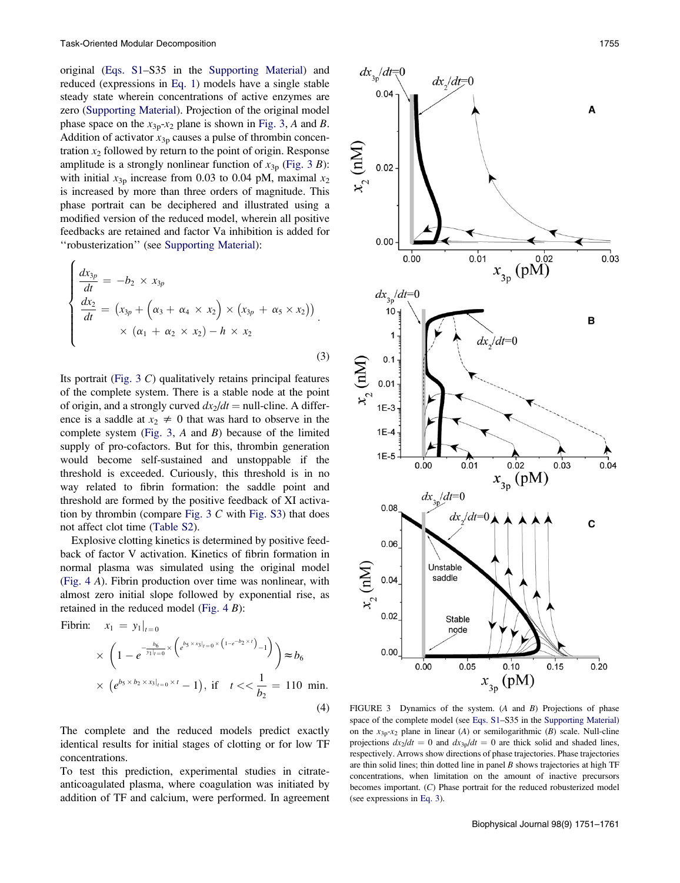original (Eqs. S1–S35 in the Supporting Material) and reduced (expressions in Eq. 1) models have a single stable steady state wherein concentrations of active enzymes are zero (Supporting Material). Projection of the original model phase space on the $x_{3p}$-$x_2$ plane is shown in Fig. 3, *A* and *B*. Addition of activator $x_{3p}$ causes a pulse of thrombin concentration $x_2$ followed by return to the point of origin. Response amplitude is a strongly nonlinear function of $x_{3p}$ (Fig. 3 *B*): with initial $x_{3p}$ increase from 0.03 to 0.04 pM, maximal $x_2$ is increased by more than three orders of magnitude. This phase portrait can be deciphered and illustrated using a modified version of the reduced model, wherein all positive feedbacks are retained and factor Va inhibition is added for ''robusterization'' (see Supporting Material):

$$\begin{cases} \dfrac{dx_{3p}}{dt} = -b_2 \times x_{3p} \\ \dfrac{dx_2}{dt} = \left(x_{3p} + \left(\alpha_3 + \alpha_4 \times x_2\right) \times \left(x_{3p} + \alpha_5 \times x_2\right)\right) \\ \qquad \times \left(\alpha_1 + \alpha_2 \times x_2\right) - h \times x_2 \end{cases}. \tag{3}$$

Its portrait (Fig. 3 *C*) qualitatively retains principal features of the complete system. There is a stable node at the point of origin, and a strongly curved $dx_2/dt =$ null-cline. A difference is a saddle at $x_2 \neq 0$ that was hard to observe in the complete system (Fig. 3, *A* and *B*) because of the limited supply of pro-cofactors. But for this, thrombin generation would become self-sustained and unstoppable if the threshold is exceeded. Curiously, this threshold is in no way related to fibrin formation: the saddle point and threshold are formed by the positive feedback of XI activation by thrombin (compare Fig. 3 *C* with Fig. S3) that does not affect clot time (Table S2).

Explosive clotting kinetics is determined by positive feedback of factor V activation. Kinetics of fibrin formation in normal plasma was simulated using the original model (Fig. 4 *A*). Fibrin production over time was nonlinear, with almost zero initial slope followed by exponential rise, as retained in the reduced model (Fig. 4 *B*):

$$\text{Fibrin:} \quad x_1 = y_1|_{t=0} \times \left(1 - e^{-\frac{b_6}{y_1|_{t=0}} \times \left(e^{b_5 \times x_3|_{t=0} \times \left(1 - e^{-b_2 \times t}\right)} - 1\right)}\right) \approx b_6 \times \left(e^{b_5 \times b_2 \times x_3|_{t=0} \times t} - 1\right), \text{ if } \quad t << \frac{1}{b_2} = 110 \text{ min.} \tag{4}$$

The complete and the reduced models predict exactly identical results for initial stages of clotting or for low TF concentrations.

To test this prediction, experimental studies in citrate-anticoagulated plasma, where coagulation was initiated by addition of TF and calcium, were performed. In agreement

FIGURE 3 Dynamics of the system. (*A* and *B*) Projections of phase space of the complete model (see Eqs. S1–S35 in the Supporting Material) on the $x_{3p}$-$x_2$ plane in linear (*A*) or semilogarithmic (*B*) scale. Null-cline projections $dx_2/dt = 0$ and $dx_{3p}/dt = 0$ are thick solid and shaded lines, respectively. Arrows show directions of phase trajectories. Phase trajectories are thin solid lines; thin dotted line in panel *B* shows trajectories at high TF concentrations, when limitation on the amount of inactive precursors becomes important. (*C*) Phase portrait for the reduced robusterized model (see expressions in Eq. 3).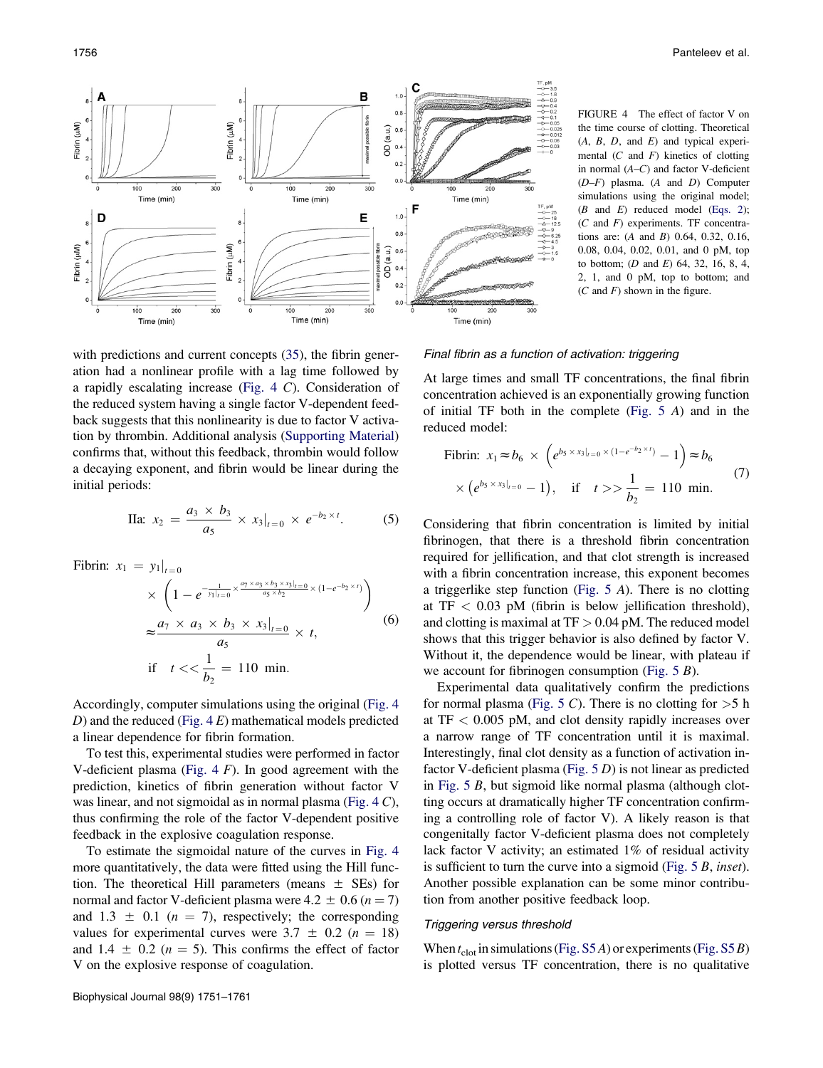FIGURE 4 The effect of factor V on the time course of clotting. Theoretical (*A*, *B*, *D*, and *E*) and typical experimental (*C* and *F*) kinetics of clotting in normal (*A–C*) and factor V-deficient (*D–F*) plasma. (*A* and *D*) Computer simulations using the original model; (*B* and *E*) reduced model (Eqs. 2); (*C* and *F*) experiments. TF concentrations are: (*A* and *B*) 0.64, 0.32, 0.16, 0.08, 0.04, 0.02, 0.01, and 0 pM, top to bottom; (*D* and *E*) 64, 32, 16, 8, 4, 2, 1, and 0 pM, top to bottom; and (*C* and *F*) shown in the figure.

with predictions and current concepts (35), the fibrin generation had a nonlinear profile with a lag time followed by a rapidly escalating increase (Fig. 4 *C*). Consideration of the reduced system having a single factor V-dependent feedback suggests that this nonlinearity is due to factor V activation by thrombin. Additional analysis (Supporting Material) confirms that, without this feedback, thrombin would follow a decaying exponent, and fibrin would be linear during the initial periods:

$$\text{IIa: } x_2 = \frac{a_3 \times b_3}{a_5} \times x_3|_{t=0} \times e^{-b_2 \times t}. \tag{5}$$

$$\begin{aligned}\text{Fibrin: } x_1 &= y_1|_{t=0} \times \left(1 - e^{-\frac{1}{y_1|_{t=0}} \times \frac{a_7 \times a_3 \times b_3 \times x_3|_{t=0}}{a_5 \times b_2} \times (1 - e^{-b_2 \times t})}\right) \\ &\approx \frac{a_7 \times a_3 \times b_3 \times x_3|_{t=0}}{a_5} \times t, \\ &\text{if} \quad t << \frac{1}{b_2} = 110 \text{ min.}\end{aligned} \tag{6}$$

Accordingly, computer simulations using the original (Fig. 4 *D*) and the reduced (Fig. 4 *E*) mathematical models predicted a linear dependence for fibrin formation.

To test this, experimental studies were performed in factor V-deficient plasma (Fig. 4 *F*). In good agreement with the prediction, kinetics of fibrin generation without factor V was linear, and not sigmoidal as in normal plasma (Fig. 4 *C*), thus confirming the role of the factor V-dependent positive feedback in the explosive coagulation response.

To estimate the sigmoidal nature of the curves in Fig. 4 more quantitatively, the data were fitted using the Hill function. The theoretical Hill parameters (means $\pm$ SEs) for normal and factor V-deficient plasma were $4.2 \pm 0.6$ ($n = 7$) and $1.3 \pm 0.1$ ($n = 7$), respectively; the corresponding values for experimental curves were $3.7 \pm 0.2$ ($n = 18$) and $1.4 \pm 0.2$ ($n = 5$). This confirms the effect of factor V on the explosive response of coagulation.

### *Final fibrin as a function of activation: triggering*

At large times and small TF concentrations, the final fibrin concentration achieved is an exponentially growing function of initial TF both in the complete (Fig. 5 *A*) and in the reduced model:

$$\text{Fibrin: } x_1 \approx b_6 \times \left(e^{b_5 \times x_3|_{t=0} \times (1 - e^{-b_2 \times t})} - 1\right) \approx b_6 \times \left(e^{b_5 \times x_3|_{t=0}} - 1\right), \quad \text{if} \quad t >> \frac{1}{b_2} = 110 \text{ min.} \tag{7}$$

Considering that fibrin concentration is limited by initial fibrinogen, that there is a threshold fibrin concentration required for jellification, and that clot strength is increased with a fibrin concentration increase, this exponent becomes a triggerlike step function (Fig. 5 *A*). There is no clotting at TF < 0.03 pM (fibrin is below jellification threshold), and clotting is maximal at TF > 0.04 pM. The reduced model shows that this trigger behavior is also defined by factor V. Without it, the dependence would be linear, with plateau if we account for fibrinogen consumption (Fig. 5 *B*).

Experimental data qualitatively confirm the predictions for normal plasma (Fig. 5 *C*). There is no clotting for >5 h at TF < 0.005 pM, and clot density rapidly increases over a narrow range of TF concentration until it is maximal. Interestingly, final clot density as a function of activation in factor V-deficient plasma (Fig. 5 *D*) is not linear as predicted in Fig. 5 *B*, but sigmoid like normal plasma (although clotting occurs at dramatically higher TF concentration confirming a controlling role of factor V). A likely reason is that congenitally factor V-deficient plasma does not completely lack factor V activity; an estimated 1% of residual activity is sufficient to turn the curve into a sigmoid (Fig. 5 *B*, *inset*). Another possible explanation can be some minor contribution from another positive feedback loop.

### *Triggering versus threshold*

When $t_{clot}$ in simulations (Fig. S5 *A*) or experiments (Fig. S5 *B*) is plotted versus TF concentration, there is no qualitative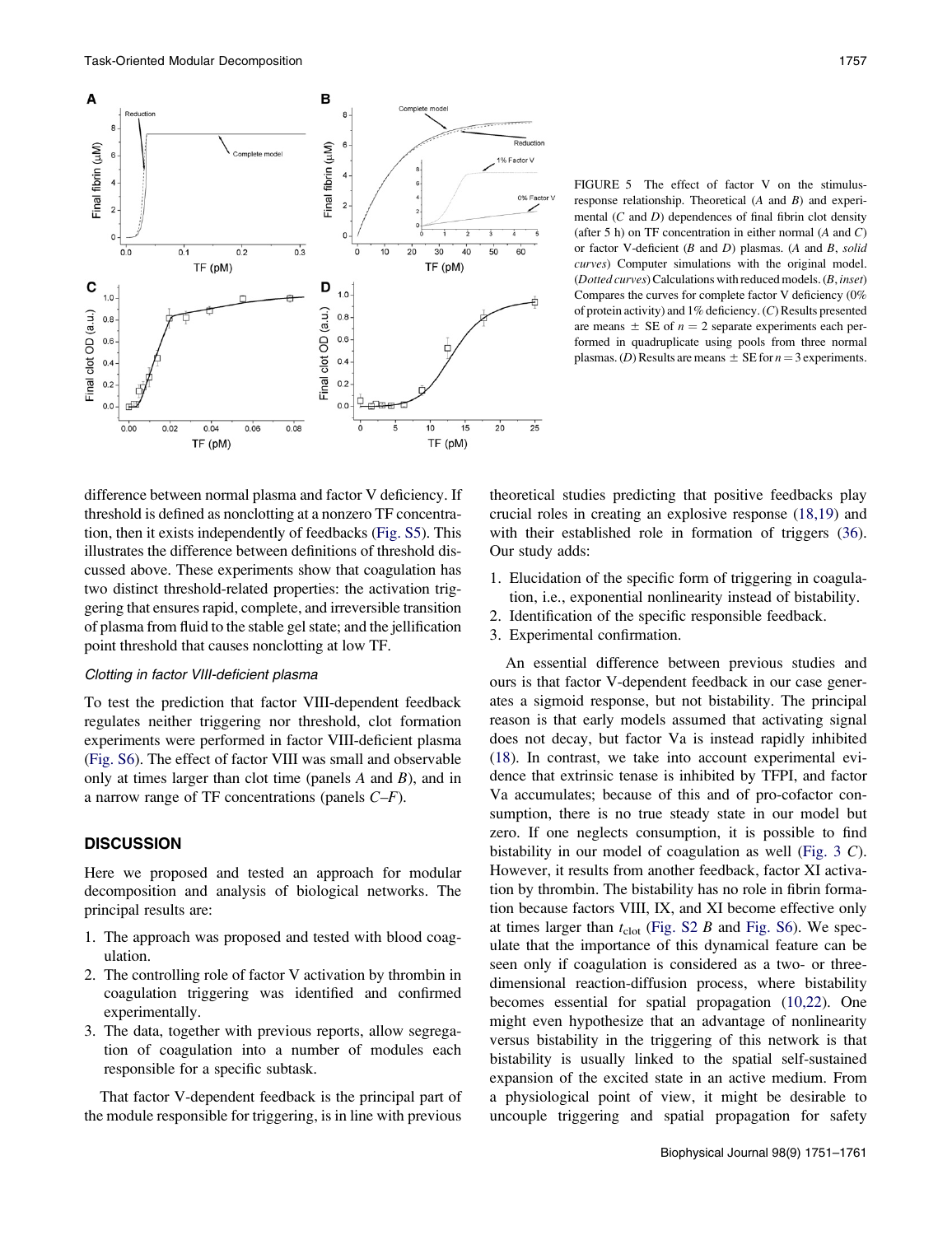FIGURE 5 The effect of factor V on the stimulus-response relationship. Theoretical (*A* and *B*) and experimental (*C* and *D*) dependences of final fibrin clot density (after 5 h) on TF concentration in either normal (*A* and *C*) or factor V-deficient (*B* and *D*) plasmas. (*A* and *B*, *solid curves*) Computer simulations with the original model. (*Dotted curves*) Calculations with reduced models. (*B*, *inset*) Compares the curves for complete factor V deficiency (0% of protein activity) and 1% deficiency. (*C*) Results presented are means ± SE of $n = 2$ separate experiments each performed in quadruplicate using pools from three normal plasmas. (*D*) Results are means ± SE for $n = 3$ experiments.

difference between normal plasma and factor V deficiency. If threshold is defined as nonclotting at a nonzero TF concentration, then it exists independently of feedbacks (Fig. S5). This illustrates the difference between definitions of threshold discussed above. These experiments show that coagulation has two distinct threshold-related properties: the activation triggering that ensures rapid, complete, and irreversible transition of plasma from fluid to the stable gel state; and the jellification point threshold that causes nonclotting at low TF.

### Clotting in factor VIII-deficient plasma

To test the prediction that factor VIII-dependent feedback regulates neither triggering nor threshold, clot formation experiments were performed in factor VIII-deficient plasma (Fig. S6). The effect of factor VIII was small and observable only at times larger than clot time (panels *A* and *B*), and in a narrow range of TF concentrations (panels *C–F*).

## DISCUSSION

Here we proposed and tested an approach for modular decomposition and analysis of biological networks. The principal results are:

1. The approach was proposed and tested with blood coagulation.
2. The controlling role of factor V activation by thrombin in coagulation triggering was identified and confirmed experimentally.
3. The data, together with previous reports, allow segregation of coagulation into a number of modules each responsible for a specific subtask.

That factor V-dependent feedback is the principal part of the module responsible for triggering, is in line with previous theoretical studies predicting that positive feedbacks play crucial roles in creating an explosive response (18,19) and with their established role in formation of triggers (36). Our study adds:

1. Elucidation of the specific form of triggering in coagulation, i.e., exponential nonlinearity instead of bistability.
2. Identification of the specific responsible feedback.
3. Experimental confirmation.

An essential difference between previous studies and ours is that factor V-dependent feedback in our case generates a sigmoid response, but not bistability. The principal reason is that early models assumed that activating signal does not decay, but factor Va is instead rapidly inhibited (18). In contrast, we take into account experimental evidence that extrinsic tenase is inhibited by TFPI, and factor Va accumulates; because of this and of pro-cofactor consumption, there is no true steady state in our model but zero. If one neglects consumption, it is possible to find bistability in our model of coagulation as well (Fig. 3 *C*). However, it results from another feedback, factor XI activation by thrombin. The bistability has no role in fibrin formation because factors VIII, IX, and XI become effective only at times larger than $t_{clot}$ (Fig. S2 *B* and Fig. S6). We speculate that the importance of this dynamical feature can be seen only if coagulation is considered as a two- or three-dimensional reaction-diffusion process, where bistability becomes essential for spatial propagation (10,22). One might even hypothesize that an advantage of nonlinearity versus bistability in the triggering of this network is that bistability is usually linked to the spatial self-sustained expansion of the excited state in an active medium. From a physiological point of view, it might be desirable to uncouple triggering and spatial propagation for safety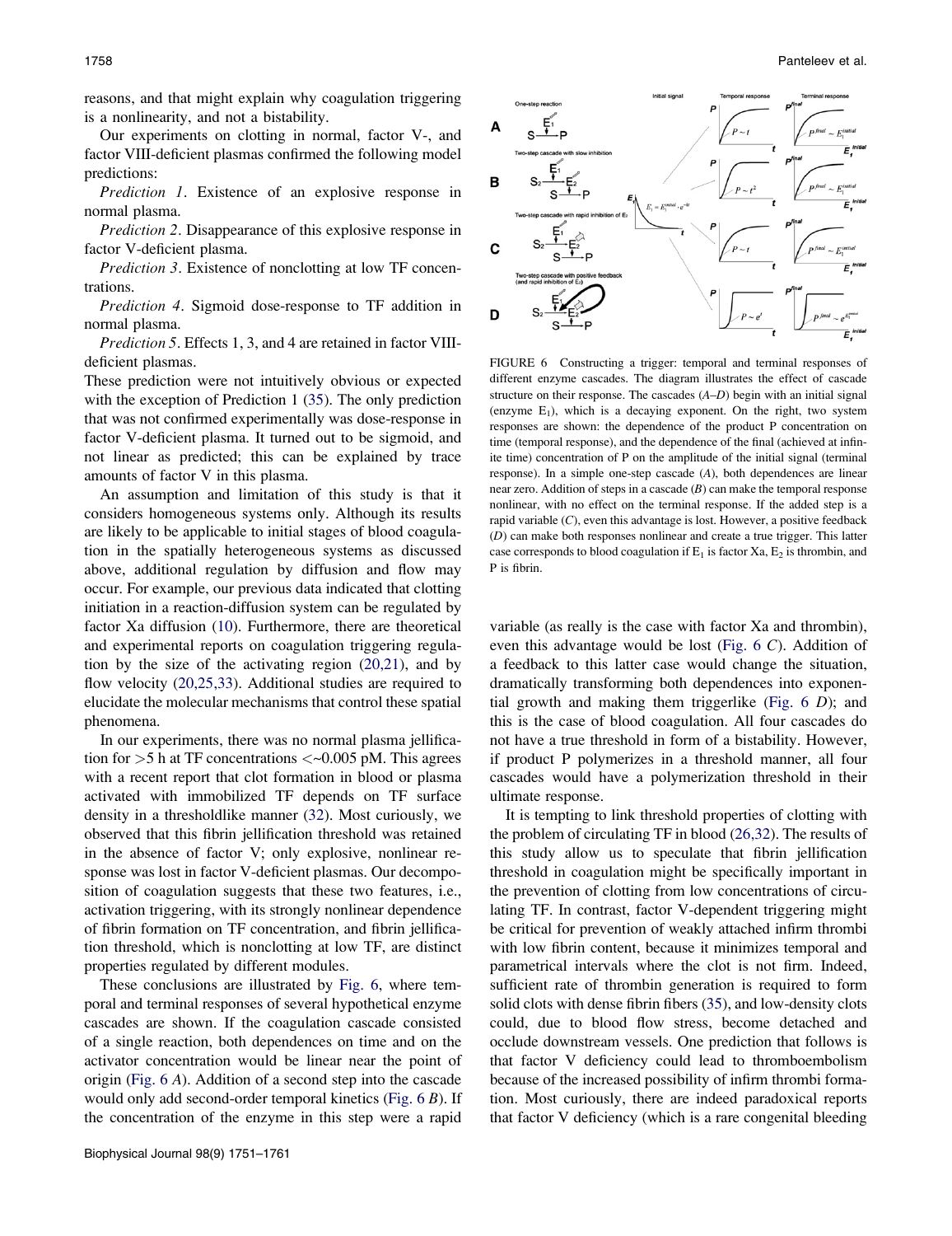reasons, and that might explain why coagulation triggering is a nonlinearity, and not a bistability.

Our experiments on clotting in normal, factor V-, and factor VIII-deficient plasmas confirmed the following model predictions:

*Prediction 1*. Existence of an explosive response in normal plasma.

*Prediction 2*. Disappearance of this explosive response in factor V-deficient plasma.

*Prediction 3*. Existence of nonclotting at low TF concentrations.

*Prediction 4*. Sigmoid dose-response to TF addition in normal plasma.

*Prediction 5*. Effects 1, 3, and 4 are retained in factor VIII-deficient plasmas.

These prediction were not intuitively obvious or expected with the exception of Prediction 1 (35). The only prediction that was not confirmed experimentally was dose-response in factor V-deficient plasma. It turned out to be sigmoid, and not linear as predicted; this can be explained by trace amounts of factor V in this plasma.

An assumption and limitation of this study is that it considers homogeneous systems only. Although its results are likely to be applicable to initial stages of blood coagulation in the spatially heterogeneous systems as discussed above, additional regulation by diffusion and flow may occur. For example, our previous data indicated that clotting initiation in a reaction-diffusion system can be regulated by factor Xa diffusion (10). Furthermore, there are theoretical and experimental reports on coagulation triggering regulation by the size of the activating region (20,21), and by flow velocity (20,25,33). Additional studies are required to elucidate the molecular mechanisms that control these spatial phenomena.

In our experiments, there was no normal plasma jellification for >5 h at TF concentrations <~0.005 pM. This agrees with a recent report that clot formation in blood or plasma activated with immobilized TF depends on TF surface density in a thresholdlike manner (32). Most curiously, we observed that this fibrin jellification threshold was retained in the absence of factor V; only explosive, nonlinear response was lost in factor V-deficient plasmas. Our decomposition of coagulation suggests that these two features, i.e., activation triggering, with its strongly nonlinear dependence of fibrin formation on TF concentration, and fibrin jellification threshold, which is nonclotting at low TF, are distinct properties regulated by different modules.

These conclusions are illustrated by Fig. 6, where temporal and terminal responses of several hypothetical enzyme cascades are shown. If the coagulation cascade consisted of a single reaction, both dependences on time and on the activator concentration would be linear near the point of origin (Fig. 6 *A*). Addition of a second step into the cascade would only add second-order temporal kinetics (Fig. 6 *B*). If the concentration of the enzyme in this step were a rapid variable (as really is the case with factor Xa and thrombin), even this advantage would be lost (Fig. 6 *C*). Addition of a feedback to this latter case would change the situation, dramatically transforming both dependences into exponential growth and making them triggerlike (Fig. 6 *D*); and this is the case of blood coagulation. All four cascades do not have a true threshold in form of a bistability. However, if product P polymerizes in a threshold manner, all four cascades would have a polymerization threshold in their ultimate response.

FIGURE 6 Constructing a trigger: temporal and terminal responses of different enzyme cascades. The diagram illustrates the effect of cascade structure on their response. The cascades (*A*–*D*) begin with an initial signal (enzyme $E_1$), which is a decaying exponent. On the right, two system responses are shown: the dependence of the product P concentration on time (temporal response), and the dependence of the final (achieved at infinite time) concentration of P on the amplitude of the initial signal (terminal response). In a simple one-step cascade (*A*), both dependences are linear near zero. Addition of steps in a cascade (*B*) can make the temporal response nonlinear, with no effect on the terminal response. If the added step is a rapid variable (*C*), even this advantage is lost. However, a positive feedback (*D*) can make both responses nonlinear and create a true trigger. This latter case corresponds to blood coagulation if $E_1$ is factor Xa, $E_2$ is thrombin, and P is fibrin.

It is tempting to link threshold properties of clotting with the problem of circulating TF in blood (26,32). The results of this study allow us to speculate that fibrin jellification threshold in coagulation might be specifically important in the prevention of clotting from low concentrations of circulating TF. In contrast, factor V-dependent triggering might be critical for prevention of weakly attached infirm thrombi with low fibrin content, because it minimizes temporal and parametrical intervals where the clot is not firm. Indeed, sufficient rate of thrombin generation is required to form solid clots with dense fibrin fibers (35), and low-density clots could, due to blood flow stress, become detached and occlude downstream vessels. One prediction that follows is that factor V deficiency could lead to thromboembolism because of the increased possibility of infirm thrombi formation. Most curiously, there are indeed paradoxical reports that factor V deficiency (which is a rare congenital bleeding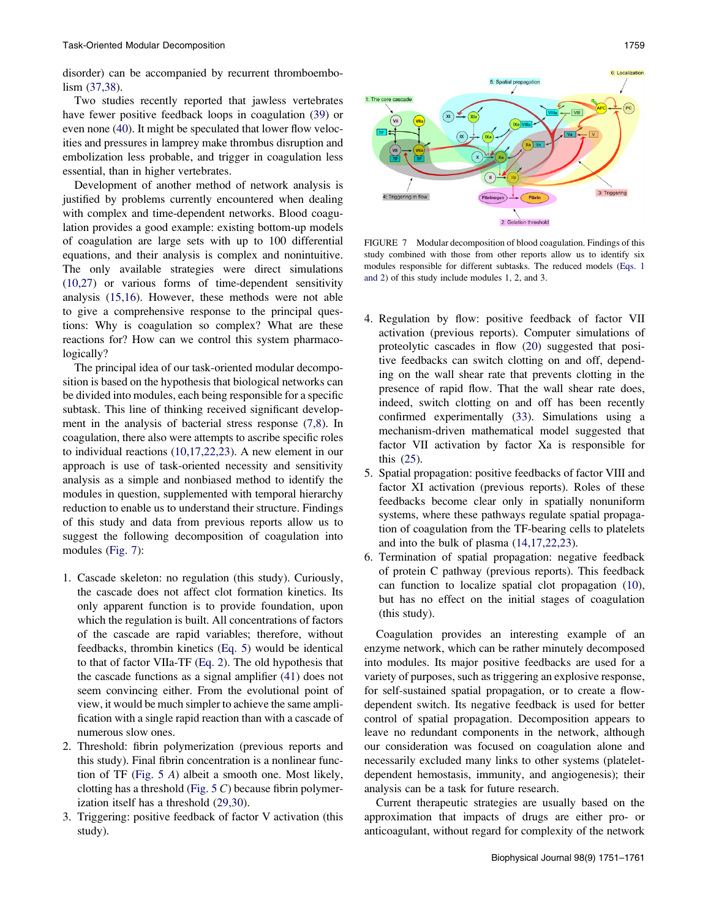disorder) can be accompanied by recurrent thromboembolism (37,38).

Two studies recently reported that jawless vertebrates have fewer positive feedback loops in coagulation (39) or even none (40). It might be speculated that lower flow velocities and pressures in lamprey make thrombus disruption and embolization less probable, and trigger in coagulation less essential, than in higher vertebrates.

Development of another method of network analysis is justified by problems currently encountered when dealing with complex and time-dependent networks. Blood coagulation provides a good example: existing bottom-up models of coagulation are large sets with up to 100 differential equations, and their analysis is complex and nonintuitive. The only available strategies were direct simulations (10,27) or various forms of time-dependent sensitivity analysis (15,16). However, these methods were not able to give a comprehensive response to the principal questions: Why is coagulation so complex? What are these reactions for? How can we control this system pharmacologically?

The principal idea of our task-oriented modular decomposition is based on the hypothesis that biological networks can be divided into modules, each being responsible for a specific subtask. This line of thinking received significant development in the analysis of bacterial stress response (7,8). In coagulation, there also were attempts to ascribe specific roles to individual reactions (10,17,22,23). A new element in our approach is use of task-oriented necessity and sensitivity analysis as a simple and nonbiased method to identify the modules in question, supplemented with temporal hierarchy reduction to enable us to understand their structure. Findings of this study and data from previous reports allow us to suggest the following decomposition of coagulation into modules (Fig. 7):

1. Cascade skeleton: no regulation (this study). Curiously, the cascade does not affect clot formation kinetics. Its only apparent function is to provide foundation, upon which the regulation is built. All concentrations of factors of the cascade are rapid variables; therefore, without feedbacks, thrombin kinetics (Eq. 5) would be identical to that of factor VIIa-TF (Eq. 2). The old hypothesis that the cascade functions as a signal amplifier (41) does not seem convincing either. From the evolutionary point of view, it would be much simpler to achieve the same amplification with a single rapid reaction than with a cascade of numerous slow ones.
2. Threshold: fibrin polymerization (previous reports and this study). Final fibrin concentration is a nonlinear function of TF (Fig. 5 *A*) albeit a smooth one. Most likely, clotting has a threshold (Fig. 5 *C*) because fibrin polymerization itself has a threshold (29,30).
3. Triggering: positive feedback of factor V activation (this study).

FIGURE 7 Modular decomposition of blood coagulation. Findings of this study combined with those from other reports allow us to identify six modules responsible for different subtasks. The reduced models (Eqs. 1 and 2) of this study include modules 1, 2, and 3.

4. Regulation by flow: positive feedback of factor VII activation (previous reports). Computer simulations of proteolytic cascades in flow (20) suggested that positive feedbacks can switch clotting on and off, depending on the wall shear rate that prevents clotting in the presence of rapid flow. That the wall shear rate does, indeed, switch clotting on and off has been recently confirmed experimentally (33). Simulations using a mechanism-driven mathematical model suggested that factor VII activation by factor Xa is responsible for this (25).
5. Spatial propagation: positive feedbacks of factor VIII and factor XI activation (previous reports). Roles of these feedbacks become clear only in spatially nonuniform systems, where these pathways regulate spatial propagation of coagulation from the TF-bearing cells to platelets and into the bulk of plasma (14,17,22,23).
6. Termination of spatial propagation: negative feedback of protein C pathway (previous reports). This feedback can function to localize spatial clot propagation (10), but has no effect on the initial stages of coagulation (this study).

Coagulation provides an interesting example of an enzyme network, which can be rather minutely decomposed into modules. Its major positive feedbacks are used for a variety of purposes, such as triggering an explosive response, for self-sustained spatial propagation, or to create a flow-dependent switch. Its negative feedback is used for better control of spatial propagation. Decomposition appears to leave no redundant components in the network, although our consideration was focused on coagulation alone and necessarily excluded many links to other systems (platelet-dependent hemostasis, immunity, and angiogenesis); their analysis can be a task for future research.

Current therapeutic strategies are usually based on the approximation that impacts of drugs are either pro- or anticoagulant, without regard for complexity of the network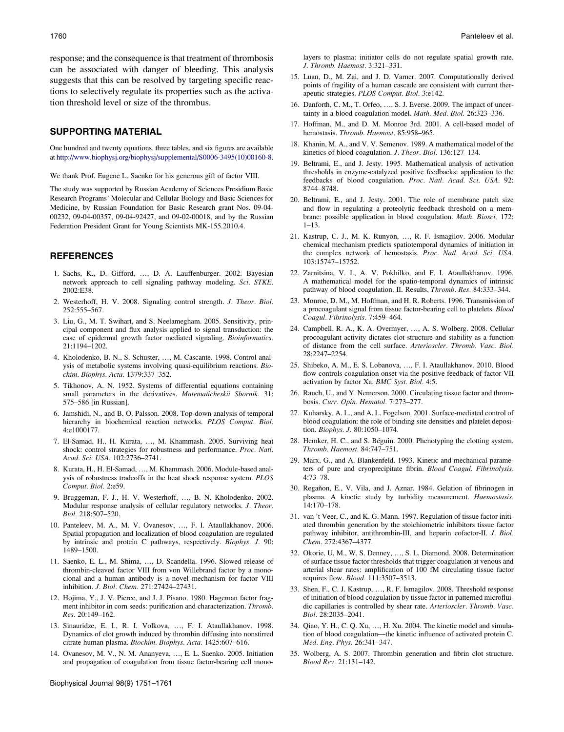response; and the consequence is that treatment of thrombosis can be associated with danger of bleeding. This analysis suggests that this can be resolved by targeting specific reactions to selectively regulate its properties such as the activation threshold level or size of the thrombus.

## SUPPORTING MATERIAL

One hundred and twenty equations, three tables, and six figures are available at http://www.biophysj.org/biophysj/supplemental/S0006-3495(10)00160-8.

We thank Prof. Eugene L. Saenko for his generous gift of factor VIII.

The study was supported by Russian Academy of Sciences Presidium Basic Research Programs' Molecular and Cellular Biology and Basic Sciences for Medicine, by Russian Foundation for Basic Research grant Nos. 09-04-00232, 09-04-00357, 09-04-92427, and 09-02-00018, and by the Russian Federation President Grant for Young Scientists MK-155.2010.4.

## REFERENCES

1. Sachs, K., D. Gifford, …, D. A. Lauffenburger. 2002. Bayesian network approach to cell signaling pathway modeling. *Sci. STKE*. 2002:E38.
2. Westerhoff, H. V. 2008. Signaling control strength. *J. Theor. Biol.* 252:555–567.
3. Liu, G., M. T. Swihart, and S. Neelamegham. 2005. Sensitivity, principal component and flux analysis applied to signal transduction: the case of epidermal growth factor mediated signaling. *Bioinformatics*. 21:1194–1202.
4. Kholodenko, B. N., S. Schuster, …, M. Cascante. 1998. Control analysis of metabolic systems involving quasi-equilibrium reactions. *Biochim. Biophys. Acta*. 1379:337–352.
5. Tikhonov, A. N. 1952. Systems of differential equations containing small parameters in the derivatives. *Matematicheskii Sbornik*. 31: 575–586 [in Russian].
6. Jamshidi, N., and B. O. Palsson. 2008. Top-down analysis of temporal hierarchy in biochemical reaction networks. *PLOS Comput. Biol.* 4:e1000177.
7. El-Samad, H., H. Kurata, …, M. Khammash. 2005. Surviving heat shock: control strategies for robustness and performance. *Proc. Natl. Acad. Sci. USA*. 102:2736–2741.
8. Kurata, H., H. El-Samad, …, M. Khammash. 2006. Module-based analysis of robustness tradeoffs in the heat shock response system. *PLOS Comput. Biol*. 2:e59.
9. Bruggeman, F. J., H. V. Westerhoff, …, B. N. Kholodenko. 2002. Modular response analysis of cellular regulatory networks. *J. Theor. Biol.* 218:507–520.
10. Panteleev, M. A., M. V. Ovanesov, …, F. I. Ataullakhanov. 2006. Spatial propagation and localization of blood coagulation are regulated by intrinsic and protein C pathways, respectively. *Biophys. J.* 90: 1489–1500.
11. Saenko, E. L., M. Shima, …, D. Scandella. 1996. Slowed release of thrombin-cleaved factor VIII from von Willebrand factor by a monoclonal and a human antibody is a novel mechanism for factor VIII inhibition. *J. Biol. Chem.* 271:27424–27431.
12. Hojima, Y., J. V. Pierce, and J. J. Pisano. 1980. Hageman factor fragment inhibitor in corn seeds: purification and characterization. *Thromb. Res.* 20:149–162.
13. Sinauridze, E. I., R. I. Volkova, …, F. I. Ataullakhanov. 1998. Dynamics of clot growth induced by thrombin diffusing into nonstirred citrate human plasma. *Biochim. Biophys. Acta*. 1425:607–616.
14. Ovanesov, M. V., N. M. Ananyeva, …, E. L. Saenko. 2005. Initiation and propagation of coagulation from tissue factor-bearing cell monolayers to plasma: initiator cells do not regulate spatial growth rate. *J. Thromb. Haemost.* 3:321–331.
15. Luan, D., M. Zai, and J. D. Varner. 2007. Computationally derived points of fragility of a human cascade are consistent with current therapeutic strategies. *PLOS Comput. Biol.* 3:e142.
16. Danforth, C. M., T. Orfeo, …, S. J. Everse. 2009. The impact of uncertainty in a blood coagulation model. *Math. Med. Biol.* 26:323–336.
17. Hoffman, M., and D. M. Monroe 3rd. 2001. A cell-based model of hemostasis. *Thromb. Haemost.* 85:958–965.
18. Khanin, M. A., and V. V. Semenov. 1989. A mathematical model of the kinetics of blood coagulation. *J. Theor. Biol.* 136:127–134.
19. Beltrami, E., and J. Jesty. 1995. Mathematical analysis of activation thresholds in enzyme-catalyzed positive feedbacks: application to the feedbacks of blood coagulation. *Proc. Natl. Acad. Sci. USA*. 92: 8744–8748.
20. Beltrami, E., and J. Jesty. 2001. The role of membrane patch size and flow in regulating a proteolytic feedback threshold on a membrane: possible application in blood coagulation. *Math. Biosci.* 172: 1–13.
21. Kastrup, C. J., M. K. Runyon, …, R. F. Ismagilov. 2006. Modular chemical mechanism predicts spatiotemporal dynamics of initiation in the complex network of hemostasis. *Proc. Natl. Acad. Sci. USA*. 103:15747–15752.
22. Zarnitsina, V. I., A. V. Pokhilko, and F. I. Ataullakhanov. 1996. A mathematical model for the spatio-temporal dynamics of intrinsic pathway of blood coagulation. II. Results. *Thromb. Res.* 84:333–344.
23. Monroe, D. M., M. Hoffman, and H. R. Roberts. 1996. Transmission of a procoagulant signal from tissue factor-bearing cell to platelets. *Blood Coagul. Fibrinolysis*. 7:459–464.
24. Campbell, R. A., K. A. Overmyer, …, A. S. Wolberg. 2008. Cellular procoagulant activity dictates clot structure and stability as a function of distance from the cell surface. *Arterioscler. Thromb. Vasc. Biol.* 28:2247–2254.
25. Shibeko, A. M., E. S. Lobanova, …, F. I. Ataullakhanov. 2010. Blood flow controls coagulation onset via the positive feedback of factor VII activation by factor Xa. *BMC Syst. Biol.* 4:5.
26. Rauch, U., and Y. Nemerson. 2000. Circulating tissue factor and thrombosis. *Curr. Opin. Hematol.* 7:273–277.
27. Kuharsky, A. L., and A. L. Fogelson. 2001. Surface-mediated control of blood coagulation: the role of binding site densities and platelet deposition. *Biophys. J.* 80:1050–1074.
28. Hemker, H. C., and S. Béguin. 2000. Phenotyping the clotting system. *Thromb. Haemost.* 84:747–751.
29. Marx, G., and A. Blankenfeld. 1993. Kinetic and mechanical parameters of pure and cryoprecipitate fibrin. *Blood Coagul. Fibrinolysis*. 4:73–78.
30. Regañon, E., V. Vila, and J. Aznar. 1984. Gelation of fibrinogen in plasma. A kinetic study by turbidity measurement. *Haemostasis*. 14:170–178.
31. van 't Veer, C., and K. G. Mann. 1997. Regulation of tissue factor initiated thrombin generation by the stoichiometric inhibitors tissue factor pathway inhibitor, antithrombin-III, and heparin cofactor-II. *J. Biol. Chem.* 272:4367–4377.
32. Okorie, U. M., W. S. Denney, …, S. L. Diamond. 2008. Determination of surface tissue factor thresholds that trigger coagulation at venous and arterial shear rates: amplification of 100 fM circulating tissue factor requires flow. *Blood*. 111:3507–3513.
33. Shen, F., C. J. Kastrup, …, R. F. Ismagilov. 2008. Threshold response of initiation of blood coagulation by tissue factor in patterned microfluidic capillaries is controlled by shear rate. *Arterioscler. Thromb. Vasc. Biol.* 28:2035–2041.
34. Qiao, Y. H., C. Q. Xu, …, H. Xu. 2004. The kinetic model and simulation of blood coagulation—the kinetic influence of activated protein C. *Med. Eng. Phys.* 26:341–347.
35. Wolberg, A. S. 2007. Thrombin generation and fibrin clot structure. *Blood Rev.* 21:131–142.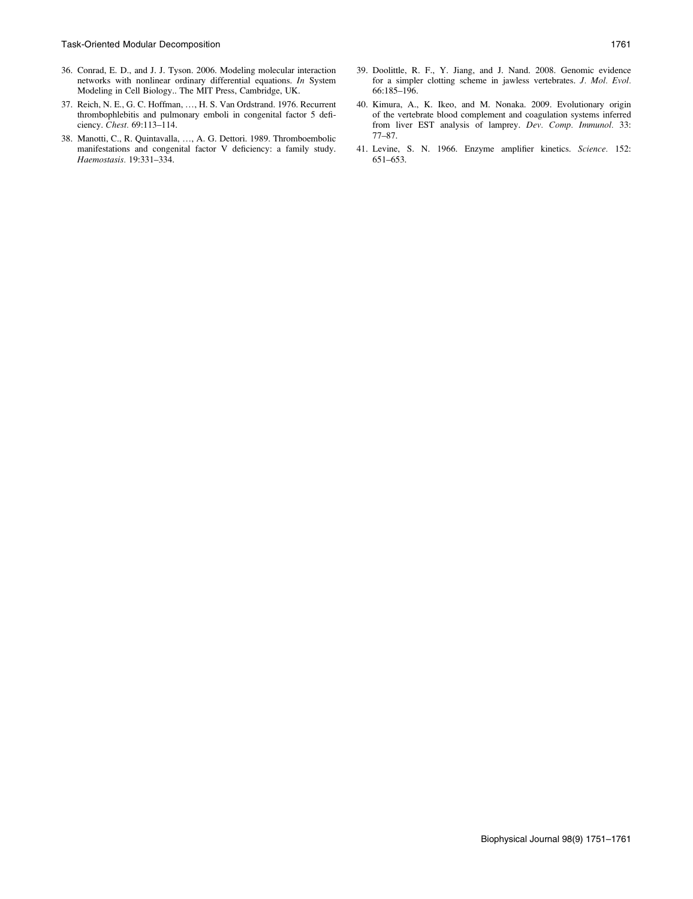36. Conrad, E. D., and J. J. Tyson. 2006. Modeling molecular interaction networks with nonlinear ordinary differential equations. *In* System Modeling in Cell Biology.. The MIT Press, Cambridge, UK.

37. Reich, N. E., G. C. Hoffman, …, H. S. Van Ordstrand. 1976. Recurrent thrombophlebitis and pulmonary emboli in congenital factor 5 deficiency. *Chest*. 69:113–114.

38. Manotti, C., R. Quintavalla, …, A. G. Dettori. 1989. Thromboembolic manifestations and congenital factor V deficiency: a family study. *Haemostasis*. 19:331–334.

39. Doolittle, R. F., Y. Jiang, and J. Nand. 2008. Genomic evidence for a simpler clotting scheme in jawless vertebrates. *J. Mol. Evol*. 66:185–196.

40. Kimura, A., K. Ikeo, and M. Nonaka. 2009. Evolutionary origin of the vertebrate blood complement and coagulation systems inferred from liver EST analysis of lamprey. *Dev. Comp. Immunol*. 33: 77–87.

41. Levine, S. N. 1966. Enzyme amplifier kinetics. *Science*. 152: 651–653.